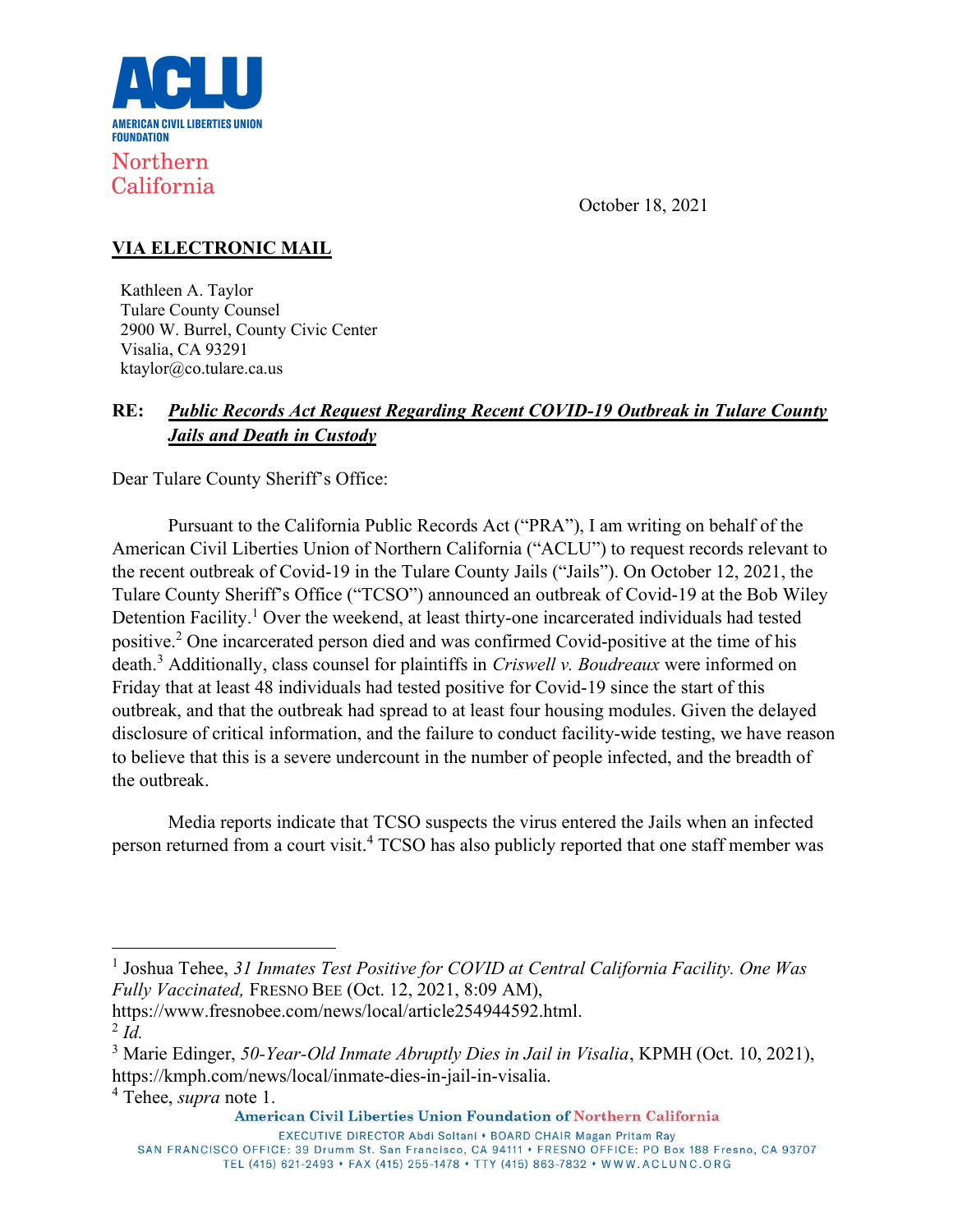**ACLU**
**AMERICAN CIVIL LIBERTIES UNION FOUNDATION**
Northern California

October 18, 2021

**VIA ELECTRONIC MAIL**

Kathleen A. Taylor
Tulare County Counsel
2900 W. Burrel, County Civic Center
Visalia, CA 93291
ktaylor@co.tulare.ca.us

**RE:** ***Public Records Act Request Regarding Recent COVID-19 Outbreak in Tulare County Jails and Death in Custody***

Dear Tulare County Sheriff's Office:

Pursuant to the California Public Records Act ("PRA"), I am writing on behalf of the American Civil Liberties Union of Northern California ("ACLU") to request records relevant to the recent outbreak of Covid-19 in the Tulare County Jails ("Jails"). On October 12, 2021, the Tulare County Sheriff's Office ("TCSO") announced an outbreak of Covid-19 at the Bob Wiley Detention Facility.[1] Over the weekend, at least thirty-one incarcerated individuals had tested positive.[2] One incarcerated person died and was confirmed Covid-positive at the time of his death.[3] Additionally, class counsel for plaintiffs in *Criswell v. Boudreaux* were informed on Friday that at least 48 individuals had tested positive for Covid-19 since the start of this outbreak, and that the outbreak had spread to at least four housing modules. Given the delayed disclosure of critical information, and the failure to conduct facility-wide testing, we have reason to believe that this is a severe undercount in the number of people infected, and the breadth of the outbreak.

Media reports indicate that TCSO suspects the virus entered the Jails when an infected person returned from a court visit.[4] TCSO has also publicly reported that one staff member was

---

[1] Joshua Tehee, *31 Inmates Test Positive for COVID at Central California Facility. One Was Fully Vaccinated,* FRESNO BEE (Oct. 12, 2021, 8:09 AM), https://www.fresnobee.com/news/local/article254944592.html.

[2] *Id.*

[3] Marie Edinger, *50-Year-Old Inmate Abruptly Dies in Jail in Visalia*, KPMH (Oct. 10, 2021), https://kmph.com/news/local/inmate-dies-in-jail-in-visalia.

[4] Tehee, *supra* note 1.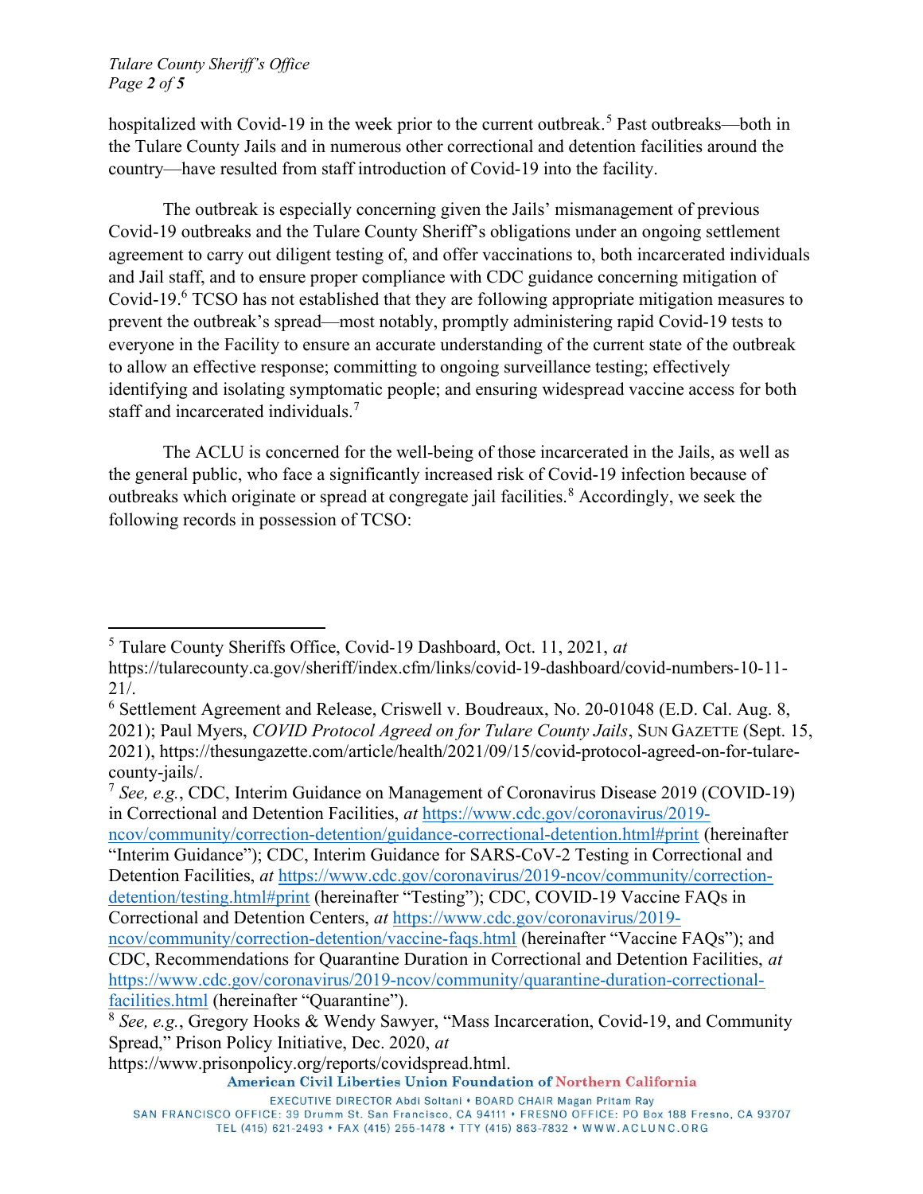hospitalized with Covid-19 in the week prior to the current outbreak.[5] Past outbreaks—both in the Tulare County Jails and in numerous other correctional and detention facilities around the country—have resulted from staff introduction of Covid-19 into the facility.

The outbreak is especially concerning given the Jails' mismanagement of previous Covid-19 outbreaks and the Tulare County Sheriff's obligations under an ongoing settlement agreement to carry out diligent testing of, and offer vaccinations to, both incarcerated individuals and Jail staff, and to ensure proper compliance with CDC guidance concerning mitigation of Covid-19.[6] TCSO has not established that they are following appropriate mitigation measures to prevent the outbreak's spread—most notably, promptly administering rapid Covid-19 tests to everyone in the Facility to ensure an accurate understanding of the current state of the outbreak to allow an effective response; committing to ongoing surveillance testing; effectively identifying and isolating symptomatic people; and ensuring widespread vaccine access for both staff and incarcerated individuals.[7]

The ACLU is concerned for the well-being of those incarcerated in the Jails, as well as the general public, who face a significantly increased risk of Covid-19 infection because of outbreaks which originate or spread at congregate jail facilities.[8] Accordingly, we seek the following records in possession of TCSO:

---

[5] Tulare County Sheriffs Office, Covid-19 Dashboard, Oct. 11, 2021, *at* https://tularecounty.ca.gov/sheriff/index.cfm/links/covid-19-dashboard/covid-numbers-10-11-21/.

[6] Settlement Agreement and Release, Criswell v. Boudreaux, No. 20-01048 (E.D. Cal. Aug. 8, 2021); Paul Myers, *COVID Protocol Agreed on for Tulare County Jails*, SUN GAZETTE (Sept. 15, 2021), https://thesungazette.com/article/health/2021/09/15/covid-protocol-agreed-on-for-tulare-county-jails/.

[7] *See, e.g.*, CDC, Interim Guidance on Management of Coronavirus Disease 2019 (COVID-19) in Correctional and Detention Facilities, *at* https://www.cdc.gov/coronavirus/2019-ncov/community/correction-detention/guidance-correctional-detention.html#print (hereinafter "Interim Guidance"); CDC, Interim Guidance for SARS-CoV-2 Testing in Correctional and Detention Facilities, *at* https://www.cdc.gov/coronavirus/2019-ncov/community/correction-detention/testing.html#print (hereinafter "Testing"); CDC, COVID-19 Vaccine FAQs in Correctional and Detention Centers, *at* https://www.cdc.gov/coronavirus/2019-ncov/community/correction-detention/vaccine-faqs.html (hereinafter "Vaccine FAQs"); and CDC, Recommendations for Quarantine Duration in Correctional and Detention Facilities, *at* https://www.cdc.gov/coronavirus/2019-ncov/community/quarantine-duration-correctional-facilities.html (hereinafter "Quarantine").

[8] *See, e.g.*, Gregory Hooks & Wendy Sawyer, "Mass Incarceration, Covid-19, and Community Spread," Prison Policy Initiative, Dec. 2020, *at* https://www.prisonpolicy.org/reports/covidspread.html.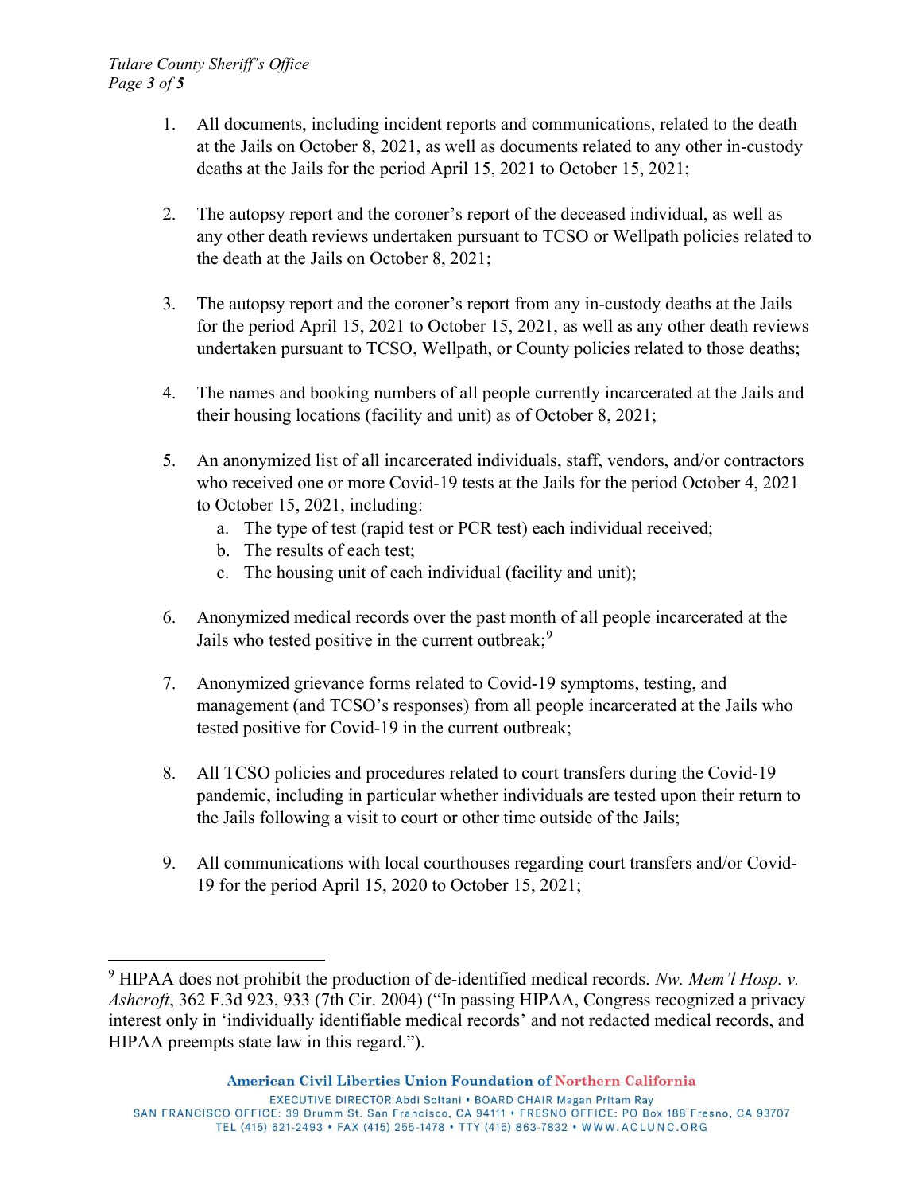1. All documents, including incident reports and communications, related to the death at the Jails on October 8, 2021, as well as documents related to any other in-custody deaths at the Jails for the period April 15, 2021 to October 15, 2021;

2. The autopsy report and the coroner's report of the deceased individual, as well as any other death reviews undertaken pursuant to TCSO or Wellpath policies related to the death at the Jails on October 8, 2021;

3. The autopsy report and the coroner's report from any in-custody deaths at the Jails for the period April 15, 2021 to October 15, 2021, as well as any other death reviews undertaken pursuant to TCSO, Wellpath, or County policies related to those deaths;

4. The names and booking numbers of all people currently incarcerated at the Jails and their housing locations (facility and unit) as of October 8, 2021;

5. An anonymized list of all incarcerated individuals, staff, vendors, and/or contractors who received one or more Covid-19 tests at the Jails for the period October 4, 2021 to October 15, 2021, including:
   a. The type of test (rapid test or PCR test) each individual received;
   b. The results of each test;
   c. The housing unit of each individual (facility and unit);

6. Anonymized medical records over the past month of all people incarcerated at the Jails who tested positive in the current outbreak;[9]

7. Anonymized grievance forms related to Covid-19 symptoms, testing, and management (and TCSO's responses) from all people incarcerated at the Jails who tested positive for Covid-19 in the current outbreak;

8. All TCSO policies and procedures related to court transfers during the Covid-19 pandemic, including in particular whether individuals are tested upon their return to the Jails following a visit to court or other time outside of the Jails;

9. All communications with local courthouses regarding court transfers and/or Covid-19 for the period April 15, 2020 to October 15, 2021;

---

[9] HIPAA does not prohibit the production of de-identified medical records. *Nw. Mem'l Hosp. v. Ashcroft*, 362 F.3d 923, 933 (7th Cir. 2004) ("In passing HIPAA, Congress recognized a privacy interest only in 'individually identifiable medical records' and not redacted medical records, and HIPAA preempts state law in this regard.").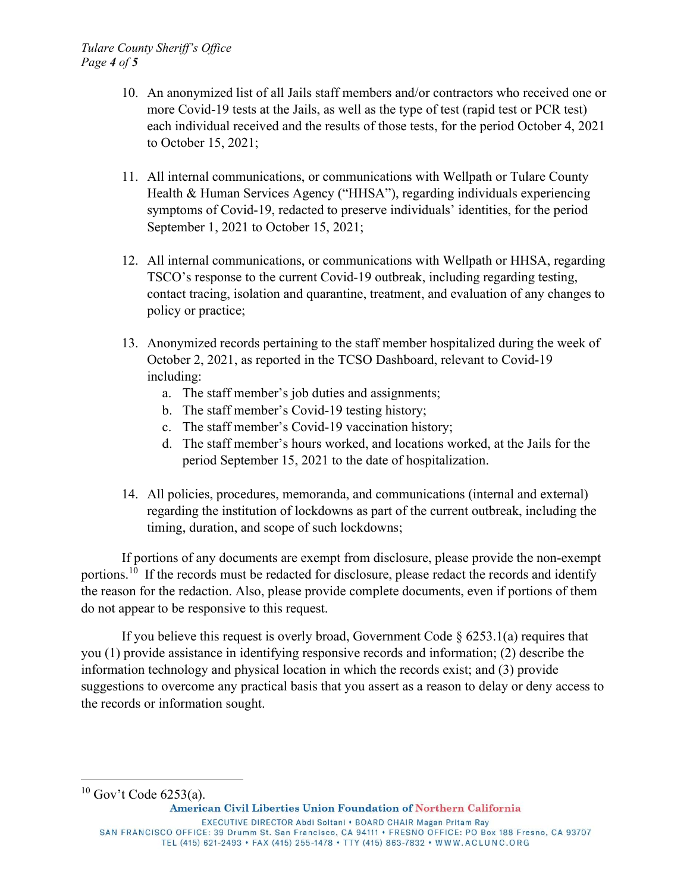10. An anonymized list of all Jails staff members and/or contractors who received one or more Covid-19 tests at the Jails, as well as the type of test (rapid test or PCR test) each individual received and the results of those tests, for the period October 4, 2021 to October 15, 2021;

11. All internal communications, or communications with Wellpath or Tulare County Health & Human Services Agency ("HHSA"), regarding individuals experiencing symptoms of Covid-19, redacted to preserve individuals' identities, for the period September 1, 2021 to October 15, 2021;

12. All internal communications, or communications with Wellpath or HHSA, regarding TSCO's response to the current Covid-19 outbreak, including regarding testing, contact tracing, isolation and quarantine, treatment, and evaluation of any changes to policy or practice;

13. Anonymized records pertaining to the staff member hospitalized during the week of October 2, 2021, as reported in the TCSO Dashboard, relevant to Covid-19 including:
    a. The staff member's job duties and assignments;
    b. The staff member's Covid-19 testing history;
    c. The staff member's Covid-19 vaccination history;
    d. The staff member's hours worked, and locations worked, at the Jails for the period September 15, 2021 to the date of hospitalization.

14. All policies, procedures, memoranda, and communications (internal and external) regarding the institution of lockdowns as part of the current outbreak, including the timing, duration, and scope of such lockdowns;

If portions of any documents are exempt from disclosure, please provide the non-exempt portions.[10] If the records must be redacted for disclosure, please redact the records and identify the reason for the redaction. Also, please provide complete documents, even if portions of them do not appear to be responsive to this request.

If you believe this request is overly broad, Government Code § 6253.1(a) requires that you (1) provide assistance in identifying responsive records and information; (2) describe the information technology and physical location in which the records exist; and (3) provide suggestions to overcome any practical basis that you assert as a reason to delay or deny access to the records or information sought.

[10] Gov't Code 6253(a).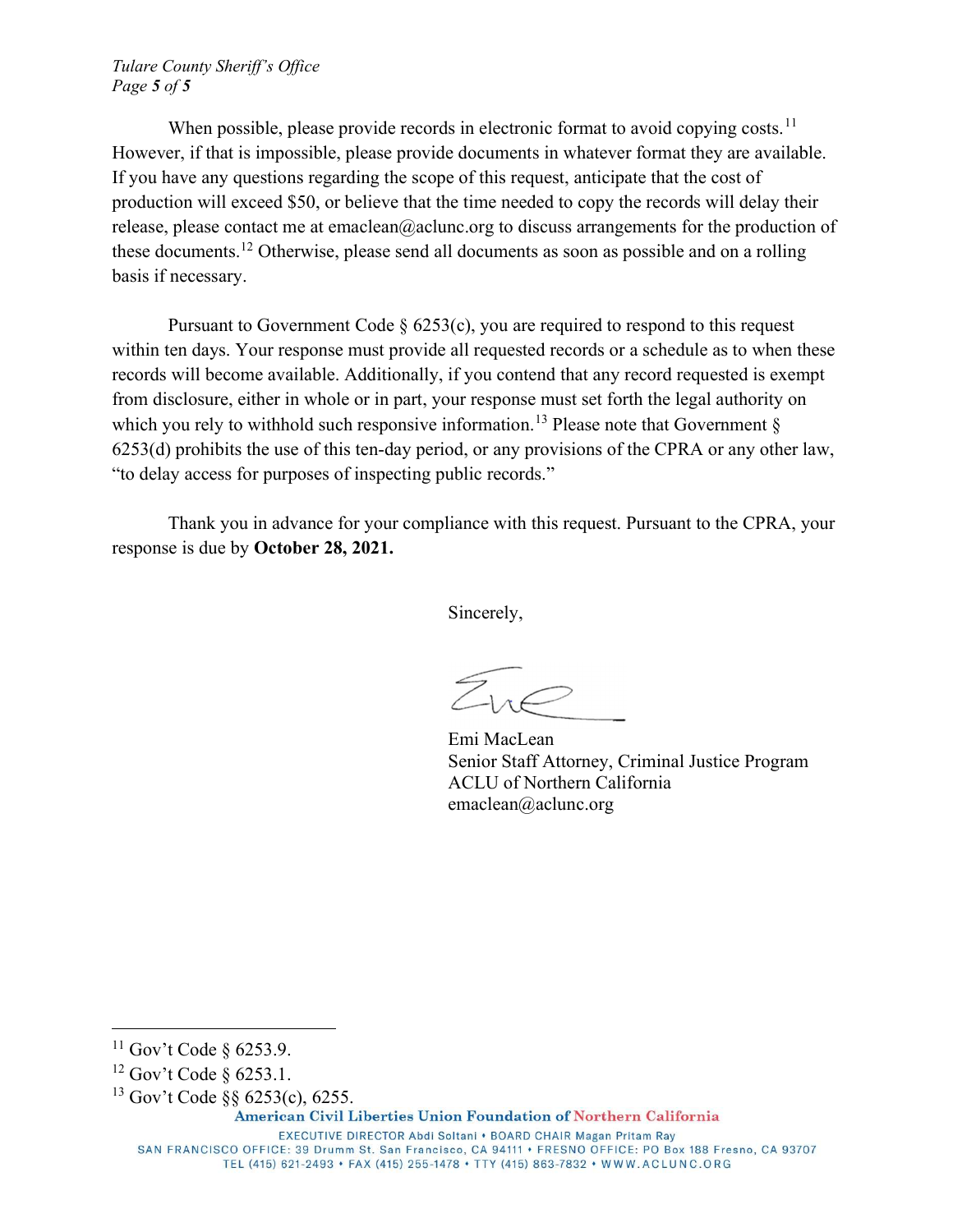When possible, please provide records in electronic format to avoid copying costs.[11] However, if that is impossible, please provide documents in whatever format they are available. If you have any questions regarding the scope of this request, anticipate that the cost of production will exceed $50, or believe that the time needed to copy the records will delay their release, please contact me at emaclean@aclunc.org to discuss arrangements for the production of these documents.[12] Otherwise, please send all documents as soon as possible and on a rolling basis if necessary.

Pursuant to Government Code § 6253(c), you are required to respond to this request within ten days. Your response must provide all requested records or a schedule as to when these records will become available. Additionally, if you contend that any record requested is exempt from disclosure, either in whole or in part, your response must set forth the legal authority on which you rely to withhold such responsive information.[13] Please note that Government § 6253(d) prohibits the use of this ten-day period, or any provisions of the CPRA or any other law, "to delay access for purposes of inspecting public records."

Thank you in advance for your compliance with this request. Pursuant to the CPRA, your response is due by **October 28, 2021.**

Sincerely,

Emi MacLean
Senior Staff Attorney, Criminal Justice Program
ACLU of Northern California
emaclean@aclunc.org

---

[11] Gov't Code § 6253.9.

[12] Gov't Code § 6253.1.

[13] Gov't Code §§ 6253(c), 6255.

American Civil Liberties Union Foundation of Northern California

EXECUTIVE DIRECTOR Abdi Soltani • BOARD CHAIR Magan Pritam Ray
SAN FRANCISCO OFFICE: 39 Drumm St. San Francisco, CA 94111 • FRESNO OFFICE: PO Box 188 Fresno, CA 93707
TEL (415) 621-2493 • FAX (415) 255-1478 • TTY (415) 863-7832 • WWW.ACLUNC.ORG